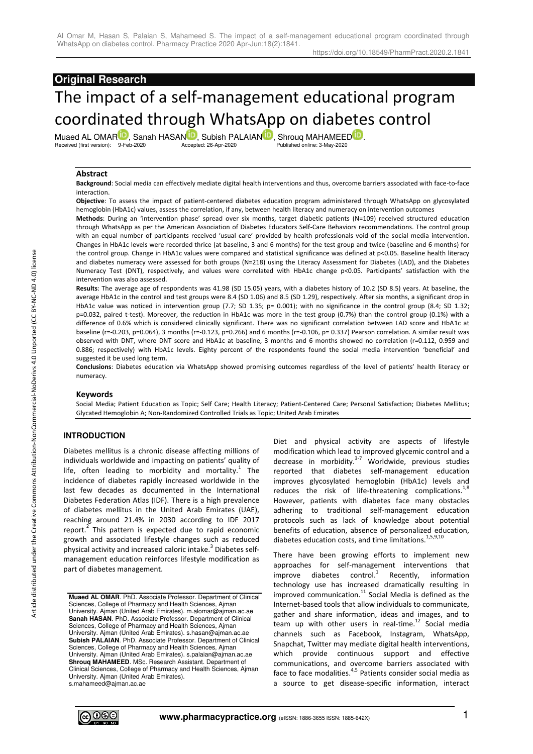## Original Research

# The impact of a self-management educational program coordinated through WhatsApp on diabetes control

Muaed AL OMAR, Sanah HASAN, Subish PALAIAN, Shrouq MAHAMEED.

Received (first version): 9-Feb-2020 Accepted: 26-Apr-2020 Published online: 3-May-2020

### Abstract

**Background**: Social media can effectively mediate digital health interventions and thus, overcome barriers associated with face-to-face interaction.

**Objective**: To assess the impact of patient-centered diabetes education program administered through WhatsApp on glycosylated hemoglobin (HbA1c) values, assess the correlation, if any, between health literacy and numeracy on intervention outcomes

**Methods**: During an 'intervention phase' spread over six months, target diabetic patients (N=109) received structured education through WhatsApp as per the American Association of Diabetes Educators Self-Care Behaviors recommendations. The control group with an equal number of participants received 'usual care' provided by health professionals void of the social media intervention. Changes in HbA1c levels were recorded thrice (at baseline, 3 and 6 months) for the test group and twice (baseline and 6 months) for the control group. Change in HbA1c values were compared and statistical significance was defined at p<0.05. Baseline health literacy and diabetes numeracy were assessed for both groups (N=218) using the Literacy Assessment for Diabetes (LAD), and the Diabetes Numeracy Test (DNT), respectively, and values were correlated with HbA1c change p<0.05. Participants' satisfaction with the intervention was also assessed.

**Results**: The average age of respondents was 41.98 (SD 15.05) years, with a diabetes history of 10.2 (SD 8.5) years. At baseline, the average HbA1c in the control and test groups were 8.4 (SD 1.06) and 8.5 (SD 1.29), respectively. After six months, a significant drop in HbA1c value was noticed in intervention group (7.7; SD 1.35; p= 0.001); with no significance in the control group (8.4; SD 1.32; p=0.032, paired t-test). Moreover, the reduction in HbA1c was more in the test group (0.7%) than the control group (0.1%) with a difference of 0.6% which is considered clinically significant. There was no significant correlation between LAD score and HbA1c at baseline (r=-0.203, p=0.064), 3 months (r=-0.123, p=0.266) and 6 months (r=-0.106, p= 0.337) Pearson correlation. A similar result was observed with DNT, where DNT score and HbA1c at baseline, 3 months and 6 months showed no correlation (r=0.112, 0.959 and 0.886; respectively) with HbA1c levels. Eighty percent of the respondents found the social media intervention 'beneficial' and suggested it be used long term.

**Conclusions**: Diabetes education via WhatsApp showed promising outcomes regardless of the level of patients' health literacy or numeracy.

### Keywords

Social Media; Patient Education as Topic; Self Care; Health Literacy; Patient-Centered Care; Personal Satisfaction; Diabetes Mellitus; Glycated Hemoglobin A; Non-Randomized Controlled Trials as Topic; United Arab Emirates

## INTRODUCTION

Diabetes mellitus is a chronic disease affecting millions of individuals worldwide and impacting on patients' quality of life, often leading to morbidity and mortality.[1] The incidence of diabetes rapidly increased worldwide in the last few decades as documented in the International Diabetes Federation Atlas (IDF). There is a high prevalence of diabetes mellitus in the United Arab Emirates (UAE), reaching around 21.4% in 2030 according to IDF 2017 report.[2] This pattern is expected due to rapid economic growth and associated lifestyle changes such as reduced physical activity and increased caloric intake.[3] Diabetes self-management education reinforces lifestyle modification as part of diabetes management.

Diet and physical activity are aspects of lifestyle modification which lead to improved glycemic control and a decrease in morbidity.[3-7] Worldwide, previous studies reported that diabetes self-management education improves glycosylated hemoglobin (HbA1c) levels and reduces the risk of life-threatening complications.[1,8] However, patients with diabetes face many obstacles adhering to traditional self-management education protocols such as lack of knowledge about potential benefits of education, absence of personalized education, diabetes education costs, and time limitations.[1,5,9,10]

There have been growing efforts to implement new approaches for self-management interventions that improve diabetes control.[1] Recently, information technology use has increased dramatically resulting in improved communication.[11] Social Media is defined as the Internet-based tools that allow individuals to communicate, gather and share information, ideas and images, and to team up with other users in real-time.[12] Social media channels such as Facebook, Instagram, WhatsApp, Snapchat, Twitter may mediate digital health interventions, which provide continuous support and effective communications, and overcome barriers associated with face to face modalities.[4,5] Patients consider social media as a source to get disease-specific information, interact

**Muaed AL OMAR**. PhD. Associate Professor. Department of Clinical Sciences, College of Pharmacy and Health Sciences, Ajman University. Ajman (United Arab Emirates). m.alomar@ajman.ac.ae
**Sanah HASAN**. PhD. Associate Professor. Department of Clinical Sciences, College of Pharmacy and Health Sciences, Ajman University. Ajman (United Arab Emirates). s.hasan@ajman.ac.ae
**Subish PALAIAN**. PhD. Associate Professor. Department of Clinical Sciences, College of Pharmacy and Health Sciences, Ajman University. Ajman (United Arab Emirates). s.palaian@ajman.ac.ae
**Shrouq MAHAMEED**. MSc. Research Assistant. Department of Clinical Sciences, College of Pharmacy and Health Sciences, Ajman University. Ajman (United Arab Emirates). s.mahameed@ajman.ac.ae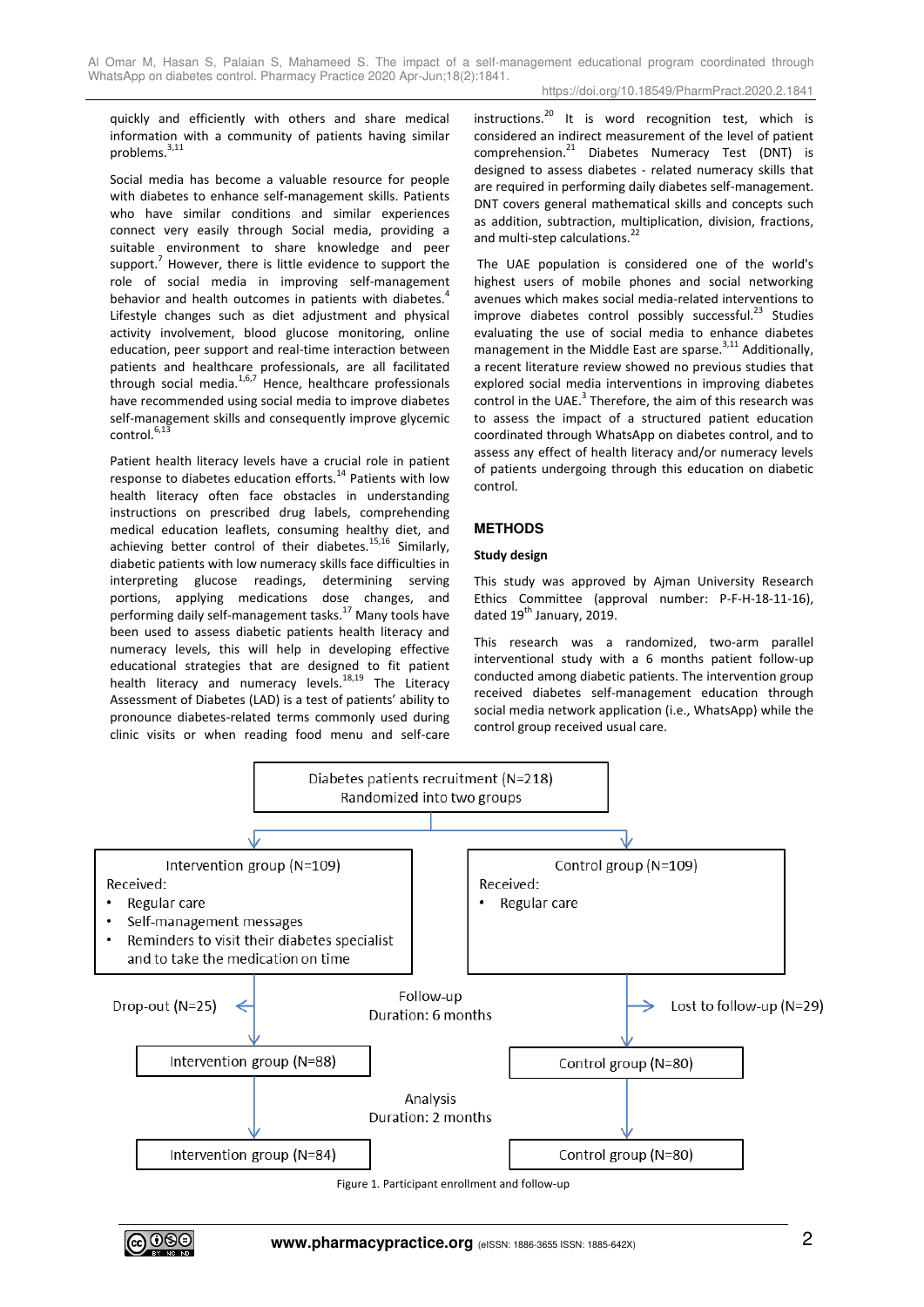quickly and efficiently with others and share medical information with a community of patients having similar problems.[3,11]

Social media has become a valuable resource for people with diabetes to enhance self-management skills. Patients who have similar conditions and similar experiences connect very easily through Social media, providing a suitable environment to share knowledge and peer support.[7] However, there is little evidence to support the role of social media in improving self-management behavior and health outcomes in patients with diabetes.[4] Lifestyle changes such as diet adjustment and physical activity involvement, blood glucose monitoring, online education, peer support and real-time interaction between patients and healthcare professionals, are all facilitated through social media.[1,6,7] Hence, healthcare professionals have recommended using social media to improve diabetes self-management skills and consequently improve glycemic control.[6,13]

Patient health literacy levels have a crucial role in patient response to diabetes education efforts.[14] Patients with low health literacy often face obstacles in understanding instructions on prescribed drug labels, comprehending medical education leaflets, consuming healthy diet, and achieving better control of their diabetes.[15,16] Similarly, diabetic patients with low numeracy skills face difficulties in interpreting glucose readings, determining serving portions, applying medications dose changes, and performing daily self-management tasks.[17] Many tools have been used to assess diabetic patients health literacy and numeracy levels, this will help in developing effective educational strategies that are designed to fit patient health literacy and numeracy levels.[18,19] The Literacy Assessment of Diabetes (LAD) is a test of patients' ability to pronounce diabetes-related terms commonly used during clinic visits or when reading food menu and self-care instructions.[20] It is word recognition test, which is considered an indirect measurement of the level of patient comprehension.[21] Diabetes Numeracy Test (DNT) is designed to assess diabetes - related numeracy skills that are required in performing daily diabetes self-management. DNT covers general mathematical skills and concepts such as addition, subtraction, multiplication, division, fractions, and multi-step calculations.[22]

The UAE population is considered one of the world's highest users of mobile phones and social networking avenues which makes social media-related interventions to improve diabetes control possibly successful.[23] Studies evaluating the use of social media to enhance diabetes management in the Middle East are sparse.[3,11] Additionally, a recent literature review showed no previous studies that explored social media interventions in improving diabetes control in the UAE.[3] Therefore, the aim of this research was to assess the impact of a structured patient education coordinated through WhatsApp on diabetes control, and to assess any effect of health literacy and/or numeracy levels of patients undergoing through this education on diabetic control.

## METHODS

### Study design

This study was approved by Ajman University Research Ethics Committee (approval number: P-F-H-18-11-16), dated 19th January, 2019.

This research was a randomized, two-arm parallel interventional study with a 6 months patient follow-up conducted among diabetic patients. The intervention group received diabetes self-management education through social media network application (i.e., WhatsApp) while the control group received usual care.

Diabetes patients recruitment (N=218)
Randomized into two groups

Intervention group (N=109)
Received:
- Regular care
- Self-management messages
- Reminders to visit their diabetes specialist and to take the medication on time

Control group (N=109)
Received:
- Regular care

Follow-up
Duration: 6 months

Drop-out (N=25)

Lost to follow-up (N=29)

Intervention group (N=88)

Control group (N=80)

Analysis
Duration: 2 months

Intervention group (N=84)

Control group (N=80)

Figure 1. Participant enrollment and follow-up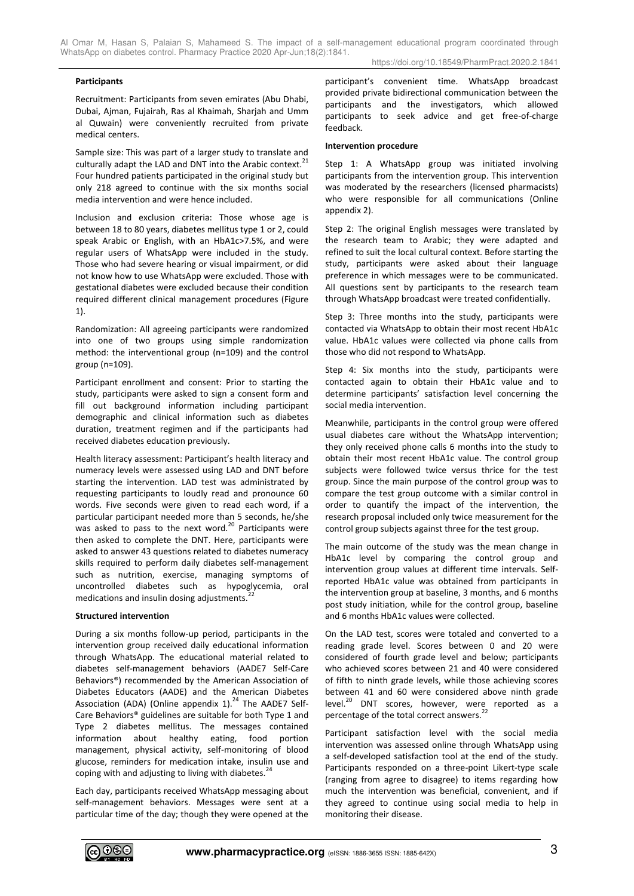**Participants**

Recruitment: Participants from seven emirates (Abu Dhabi, Dubai, Ajman, Fujairah, Ras al Khaimah, Sharjah and Umm al Quwain) were conveniently recruited from private medical centers.

Sample size: This was part of a larger study to translate and culturally adapt the LAD and DNT into the Arabic context.[21] Four hundred patients participated in the original study but only 218 agreed to continue with the six months social media intervention and were hence included.

Inclusion and exclusion criteria: Those whose age is between 18 to 80 years, diabetes mellitus type 1 or 2, could speak Arabic or English, with an HbA1c>7.5%, and were regular users of WhatsApp were included in the study. Those who had severe hearing or visual impairment, or did not know how to use WhatsApp were excluded. Those with gestational diabetes were excluded because their condition required different clinical management procedures (Figure 1).

Randomization: All agreeing participants were randomized into one of two groups using simple randomization method: the interventional group (n=109) and the control group (n=109).

Participant enrollment and consent: Prior to starting the study, participants were asked to sign a consent form and fill out background information including participant demographic and clinical information such as diabetes duration, treatment regimen and if the participants had received diabetes education previously.

Health literacy assessment: Participant's health literacy and numeracy levels were assessed using LAD and DNT before starting the intervention. LAD test was administrated by requesting participants to loudly read and pronounce 60 words. Five seconds were given to read each word, if a particular participant needed more than 5 seconds, he/she was asked to pass to the next word.[20] Participants were then asked to complete the DNT. Here, participants were asked to answer 43 questions related to diabetes numeracy skills required to perform daily diabetes self-management such as nutrition, exercise, managing symptoms of uncontrolled diabetes such as hypoglycemia, oral medications and insulin dosing adjustments.[22]

**Structured intervention**

During a six months follow-up period, participants in the intervention group received daily educational information through WhatsApp. The educational material related to diabetes self-management behaviors (AADE7 Self-Care Behaviors®) recommended by the American Association of Diabetes Educators (AADE) and the American Diabetes Association (ADA) (Online appendix 1).[24] The AADE7 Self-Care Behaviors® guidelines are suitable for both Type 1 and Type 2 diabetes mellitus. The messages contained information about healthy eating, food portion management, physical activity, self-monitoring of blood glucose, reminders for medication intake, insulin use and coping with and adjusting to living with diabetes.[24]

Each day, participants received WhatsApp messaging about self-management behaviors. Messages were sent at a particular time of the day; though they were opened at the participant's convenient time. WhatsApp broadcast provided private bidirectional communication between the participants and the investigators, which allowed participants to seek advice and get free-of-charge feedback.

**Intervention procedure**

Step 1: A WhatsApp group was initiated involving participants from the intervention group. This intervention was moderated by the researchers (licensed pharmacists) who were responsible for all communications (Online appendix 2).

Step 2: The original English messages were translated by the research team to Arabic; they were adapted and refined to suit the local cultural context. Before starting the study, participants were asked about their language preference in which messages were to be communicated. All questions sent by participants to the research team through WhatsApp broadcast were treated confidentially.

Step 3: Three months into the study, participants were contacted via WhatsApp to obtain their most recent HbA1c value. HbA1c values were collected via phone calls from those who did not respond to WhatsApp.

Step 4: Six months into the study, participants were contacted again to obtain their HbA1c value and to determine participants' satisfaction level concerning the social media intervention.

Meanwhile, participants in the control group were offered usual diabetes care without the WhatsApp intervention; they only received phone calls 6 months into the study to obtain their most recent HbA1c value. The control group subjects were followed twice versus thrice for the test group. Since the main purpose of the control group was to compare the test group outcome with a similar control in order to quantify the impact of the intervention, the research proposal included only twice measurement for the control group subjects against three for the test group.

The main outcome of the study was the mean change in HbA1c level by comparing the control group and intervention group values at different time intervals. Self-reported HbA1c value was obtained from participants in the intervention group at baseline, 3 months, and 6 months post study initiation, while for the control group, baseline and 6 months HbA1c values were collected.

On the LAD test, scores were totaled and converted to a reading grade level. Scores between 0 and 20 were considered of fourth grade level and below; participants who achieved scores between 21 and 40 were considered of fifth to ninth grade levels, while those achieving scores between 41 and 60 were considered above ninth grade level.[20] DNT scores, however, were reported as a percentage of the total correct answers.[22]

Participant satisfaction level with the social media intervention was assessed online through WhatsApp using a self-developed satisfaction tool at the end of the study. Participants responded on a three-point Likert-type scale (ranging from agree to disagree) to items regarding how much the intervention was beneficial, convenient, and if they agreed to continue using social media to help in monitoring their disease.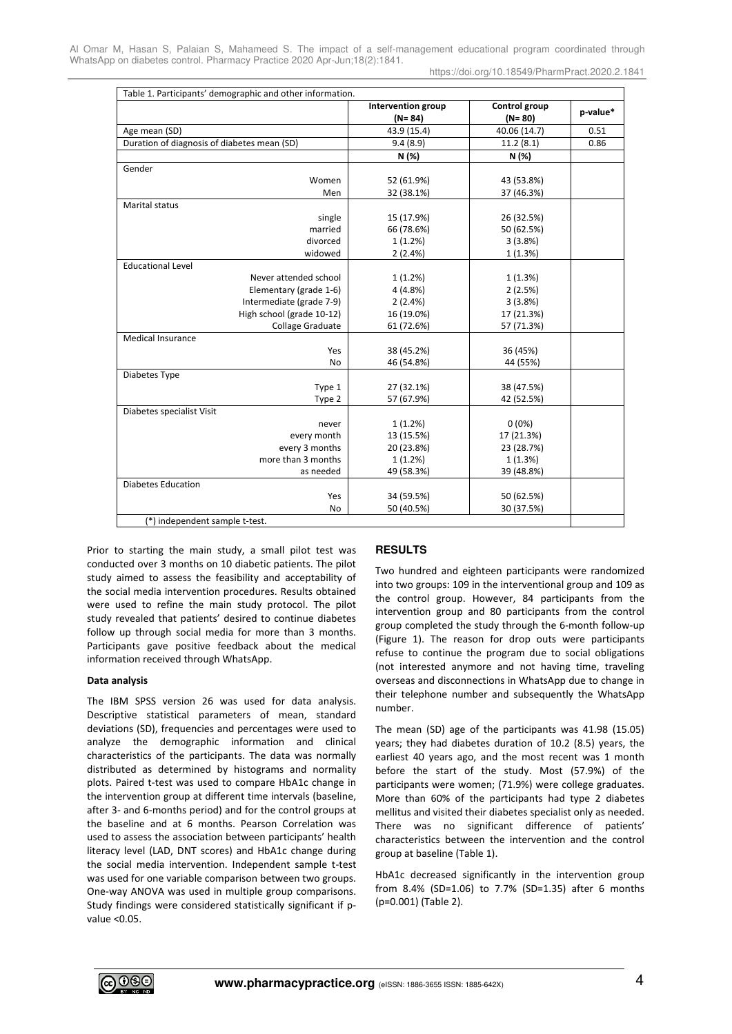Table 1. Participants' demographic and other information.

| | Intervention group (N= 84) | Control group (N= 80) | p-value* |
|---|---|---|---|
| Age mean (SD) | 43.9 (15.4) | 40.06 (14.7) | 0.51 |
| Duration of diagnosis of diabetes mean (SD) | 9.4 (8.9) | 11.2 (8.1) | 0.86 |
| | N (%) | N (%) | |
| Gender | | | |
| Women | 52 (61.9%) | 43 (53.8%) | |
| Men | 32 (38.1%) | 37 (46.3%) | |
| Marital status | | | |
| single | 15 (17.9%) | 26 (32.5%) | |
| married | 66 (78.6%) | 50 (62.5%) | |
| divorced | 1 (1.2%) | 3 (3.8%) | |
| widowed | 2 (2.4%) | 1 (1.3%) | |
| Educational Level | | | |
| Never attended school | 1 (1.2%) | 1 (1.3%) | |
| Elementary (grade 1-6) | 4 (4.8%) | 2 (2.5%) | |
| Intermediate (grade 7-9) | 2 (2.4%) | 3 (3.8%) | |
| High school (grade 10-12) | 16 (19.0%) | 17 (21.3%) | |
| Collage Graduate | 61 (72.6%) | 57 (71.3%) | |
| Medical Insurance | | | |
| Yes | 38 (45.2%) | 36 (45%) | |
| No | 46 (54.8%) | 44 (55%) | |
| Diabetes Type | | | |
| Type 1 | 27 (32.1%) | 38 (47.5%) | |
| Type 2 | 57 (67.9%) | 42 (52.5%) | |
| Diabetes specialist Visit | | | |
| never | 1 (1.2%) | 0 (0%) | |
| every month | 13 (15.5%) | 17 (21.3%) | |
| every 3 months | 20 (23.8%) | 23 (28.7%) | |
| more than 3 months | 1 (1.2%) | 1 (1.3%) | |
| as needed | 49 (58.3%) | 39 (48.8%) | |
| Diabetes Education | | | |
| Yes | 34 (59.5%) | 50 (62.5%) | |
| No | 50 (40.5%) | 30 (37.5%) | |

(*) independent sample t-test.

Prior to starting the main study, a small pilot test was conducted over 3 months on 10 diabetic patients. The pilot study aimed to assess the feasibility and acceptability of the social media intervention procedures. Results obtained were used to refine the main study protocol. The pilot study revealed that patients' desired to continue diabetes follow up through social media for more than 3 months. Participants gave positive feedback about the medical information received through WhatsApp.

**Data analysis**

The IBM SPSS version 26 was used for data analysis. Descriptive statistical parameters of mean, standard deviations (SD), frequencies and percentages were used to analyze the demographic information and clinical characteristics of the participants. The data was normally distributed as determined by histograms and normality plots. Paired t-test was used to compare HbA1c change in the intervention group at different time intervals (baseline, after 3- and 6-months period) and for the control groups at the baseline and at 6 months. Pearson Correlation was used to assess the association between participants' health literacy level (LAD, DNT scores) and HbA1c change during the social media intervention. Independent sample t-test was used for one variable comparison between two groups. One-way ANOVA was used in multiple group comparisons. Study findings were considered statistically significant if p-value <0.05.

## RESULTS

Two hundred and eighteen participants were randomized into two groups: 109 in the interventional group and 109 as the control group. However, 84 participants from the intervention group and 80 participants from the control group completed the study through the 6-month follow-up (Figure 1). The reason for drop outs were participants refuse to continue the program due to social obligations (not interested anymore and not having time, traveling overseas and disconnections in WhatsApp due to change in their telephone number and subsequently the WhatsApp number.

The mean (SD) age of the participants was 41.98 (15.05) years; they had diabetes duration of 10.2 (8.5) years, the earliest 40 years ago, and the most recent was 1 month before the start of the study. Most (57.9%) of the participants were women; (71.9%) were college graduates. More than 60% of the participants had type 2 diabetes mellitus and visited their diabetes specialist only as needed. There was no significant difference of patients' characteristics between the intervention and the control group at baseline (Table 1).

HbA1c decreased significantly in the intervention group from 8.4% (SD=1.06) to 7.7% (SD=1.35) after 6 months (p=0.001) (Table 2).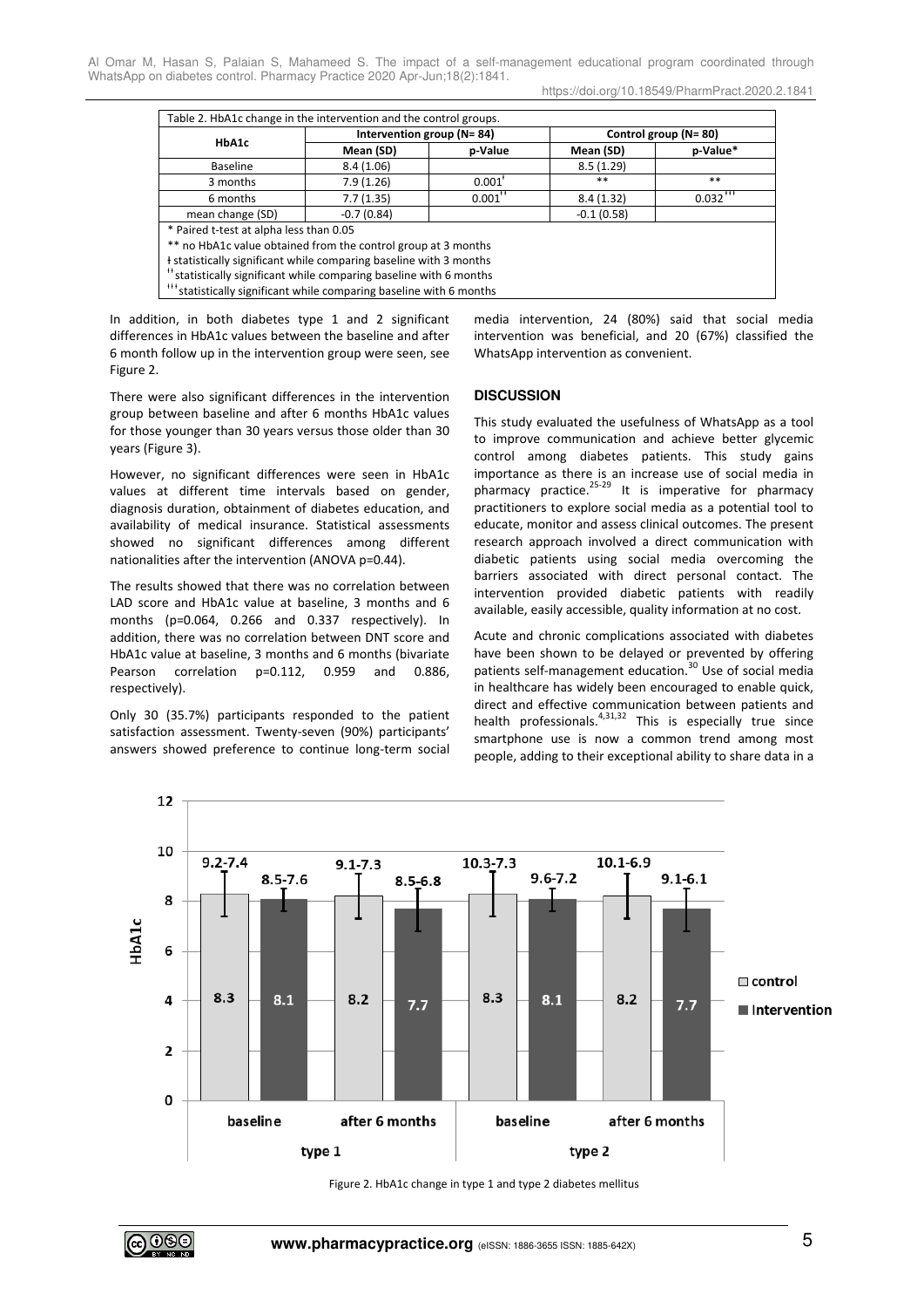Table 2. HbA1c change in the intervention and the control groups.

| HbA1c | Intervention group (N= 84) | | Control group (N= 80) | |
|---|---|---|---|---|
| | Mean (SD) | p-Value | Mean (SD) | p-Value* |
| Baseline | 8.4 (1.06) | | 8.5 (1.29) | |
| 3 months | 7.9 (1.26) | 0.001ᵻ | ** | ** |
| 6 months | 7.7 (1.35) | 0.001ᵻᵻ | 8.4 (1.32) | 0.032ᵻᵻᵻ |
| mean change (SD) | -0.7 (0.84) | | -0.1 (0.58) | |

\* Paired t-test at alpha less than 0.05
** no HbA1c value obtained from the control group at 3 months
ᵻ statistically significant while comparing baseline with 3 months
ᵻᵻ statistically significant while comparing baseline with 6 months
ᵻᵻᵻ statistically significant while comparing baseline with 6 months

In addition, in both diabetes type 1 and 2 significant differences in HbA1c values between the baseline and after 6 month follow up in the intervention group were seen, see Figure 2.

There were also significant differences in the intervention group between baseline and after 6 months HbA1c values for those younger than 30 years versus those older than 30 years (Figure 3).

However, no significant differences were seen in HbA1c values at different time intervals based on gender, diagnosis duration, obtainment of diabetes education, and availability of medical insurance. Statistical assessments showed no significant differences among different nationalities after the intervention (ANOVA p=0.44).

The results showed that there was no correlation between LAD score and HbA1c value at baseline, 3 months and 6 months (p=0.064, 0.266 and 0.337 respectively). In addition, there was no correlation between DNT score and HbA1c value at baseline, 3 months and 6 months (bivariate Pearson correlation p=0.112, 0.959 and 0.886, respectively).

Only 30 (35.7%) participants responded to the patient satisfaction assessment. Twenty-seven (90%) participants' answers showed preference to continue long-term social media intervention, 24 (80%) said that social media intervention was beneficial, and 20 (67%) classified the WhatsApp intervention as convenient.

## DISCUSSION

This study evaluated the usefulness of WhatsApp as a tool to improve communication and achieve better glycemic control among diabetes patients. This study gains importance as there is an increase use of social media in pharmacy practice.[25-29] It is imperative for pharmacy practitioners to explore social media as a potential tool to educate, monitor and assess clinical outcomes. The present research approach involved a direct communication with diabetic patients using social media overcoming the barriers associated with direct personal contact. The intervention provided diabetic patients with readily available, easily accessible, quality information at no cost.

Acute and chronic complications associated with diabetes have been shown to be delayed or prevented by offering patients self-management education.[30] Use of social media in healthcare has widely been encouraged to enable quick, direct and effective communication between patients and health professionals.[4,31,32] This is especially true since smartphone use is now a common trend among most people, adding to their exceptional ability to share data in a

Figure 2. HbA1c change in type 1 and type 2 diabetes mellitus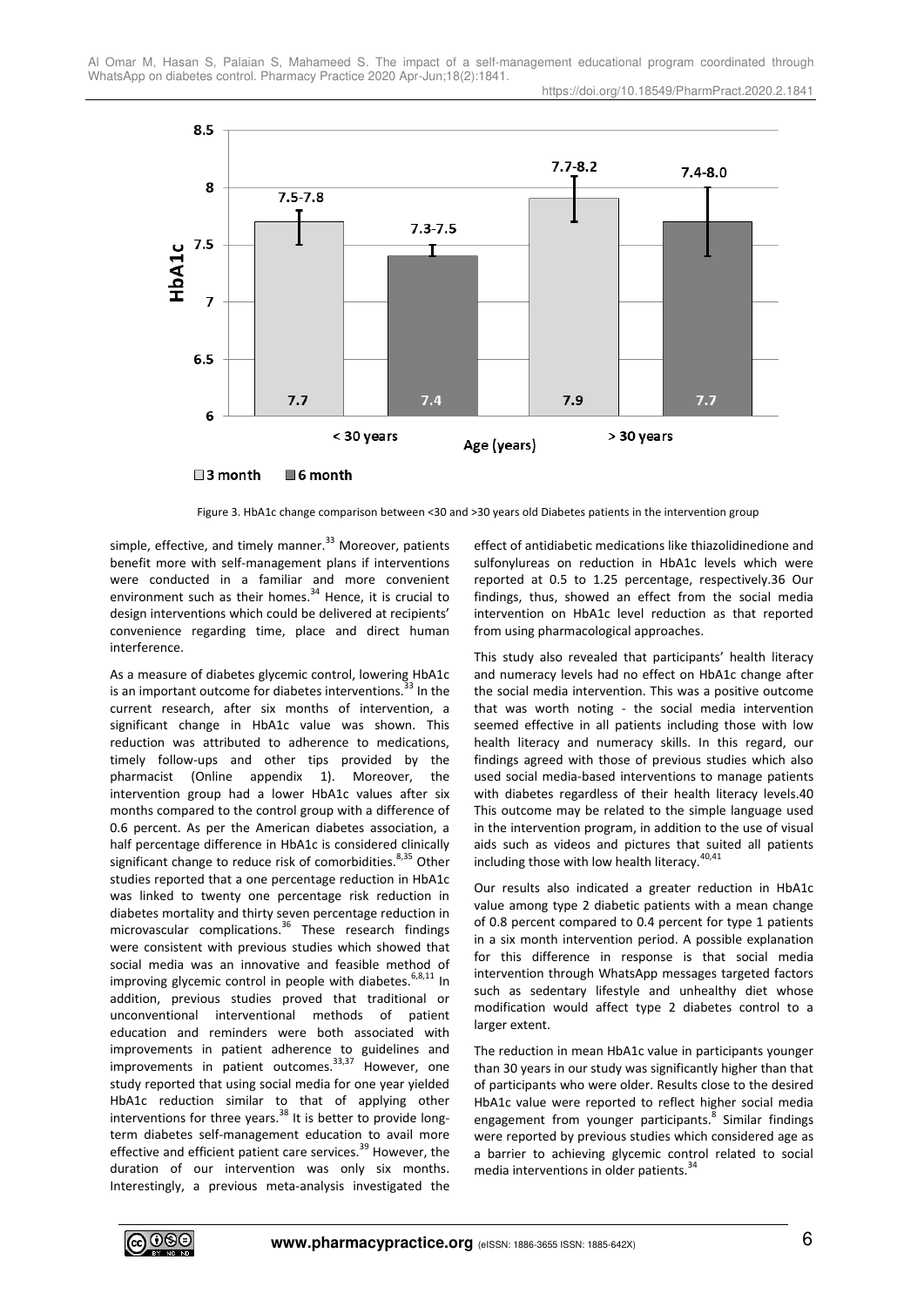Figure 3. HbA1c change comparison between <30 and >30 years old Diabetes patients in the intervention group

simple, effective, and timely manner.[33] Moreover, patients benefit more with self-management plans if interventions were conducted in a familiar and more convenient environment such as their homes.[34] Hence, it is crucial to design interventions which could be delivered at recipients' convenience regarding time, place and direct human interference.

As a measure of diabetes glycemic control, lowering HbA1c is an important outcome for diabetes interventions.[33] In the current research, after six months of intervention, a significant change in HbA1c value was shown. This reduction was attributed to adherence to medications, timely follow-ups and other tips provided by the pharmacist (Online appendix 1). Moreover, the intervention group had a lower HbA1c values after six months compared to the control group with a difference of 0.6 percent. As per the American diabetes association, a half percentage difference in HbA1c is considered clinically significant change to reduce risk of comorbidities.[8,35] Other studies reported that a one percentage reduction in HbA1c was linked to twenty one percentage risk reduction in diabetes mortality and thirty seven percentage reduction in microvascular complications.[36] These research findings were consistent with previous studies which showed that social media was an innovative and feasible method of improving glycemic control in people with diabetes.[6,8,11] In addition, previous studies proved that traditional or unconventional interventional methods of patient education and reminders were both associated with improvements in patient adherence to guidelines and improvements in patient outcomes.[33,37] However, one study reported that using social media for one year yielded HbA1c reduction similar to that of applying other interventions for three years.[38] It is better to provide long-term diabetes self-management education to avail more effective and efficient patient care services.[39] However, the duration of our intervention was only six months. Interestingly, a previous meta-analysis investigated the effect of antidiabetic medications like thiazolidinedione and sulfonylureas on reduction in HbA1c levels which were reported at 0.5 to 1.25 percentage, respectively.36 Our findings, thus, showed an effect from the social media intervention on HbA1c level reduction as that reported from using pharmacological approaches.

This study also revealed that participants' health literacy and numeracy levels had no effect on HbA1c change after the social media intervention. This was a positive outcome that was worth noting - the social media intervention seemed effective in all patients including those with low health literacy and numeracy skills. In this regard, our findings agreed with those of previous studies which also used social media-based interventions to manage patients with diabetes regardless of their health literacy levels.40 This outcome may be related to the simple language used in the intervention program, in addition to the use of visual aids such as videos and pictures that suited all patients including those with low health literacy.[40,41]

Our results also indicated a greater reduction in HbA1c value among type 2 diabetic patients with a mean change of 0.8 percent compared to 0.4 percent for type 1 patients in a six month intervention period. A possible explanation for this difference in response is that social media intervention through WhatsApp messages targeted factors such as sedentary lifestyle and unhealthy diet whose modification would affect type 2 diabetes control to a larger extent.

The reduction in mean HbA1c value in participants younger than 30 years in our study was significantly higher than that of participants who were older. Results close to the desired HbA1c value were reported to reflect higher social media engagement from younger participants.[8] Similar findings were reported by previous studies which considered age as a barrier to achieving glycemic control related to social media interventions in older patients.[34]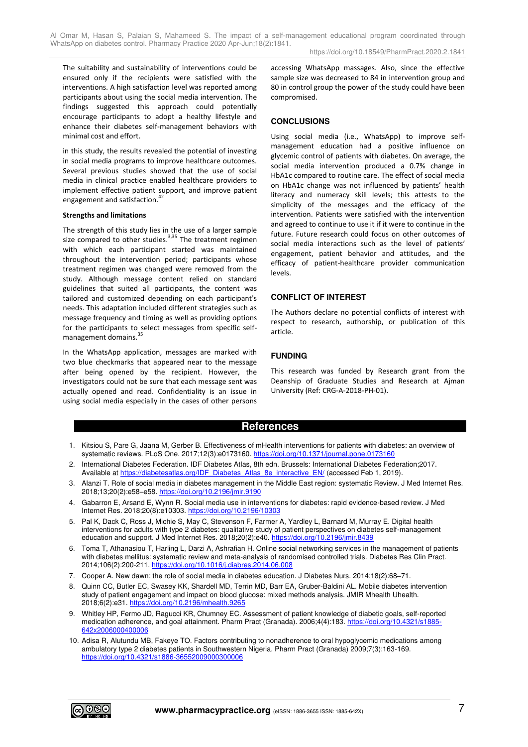The suitability and sustainability of interventions could be ensured only if the recipients were satisfied with the interventions. A high satisfaction level was reported among participants about using the social media intervention. The findings suggested this approach could potentially encourage participants to adopt a healthy lifestyle and enhance their diabetes self-management behaviors with minimal cost and effort.

in this study, the results revealed the potential of investing in social media programs to improve healthcare outcomes. Several previous studies showed that the use of social media in clinical practice enabled healthcare providers to implement effective patient support, and improve patient engagement and satisfaction.[42]

**Strengths and limitations**

The strength of this study lies in the use of a larger sample size compared to other studies.[3,35] The treatment regimen with which each participant started was maintained throughout the intervention period; participants whose treatment regimen was changed were removed from the study. Although message content relied on standard guidelines that suited all participants, the content was tailored and customized depending on each participant's needs. This adaptation included different strategies such as message frequency and timing as well as providing options for the participants to select messages from specific self-management domains.[35]

In the WhatsApp application, messages are marked with two blue checkmarks that appeared near to the message after being opened by the recipient. However, the investigators could not be sure that each message sent was actually opened and read. Confidentiality is an issue in using social media especially in the cases of other persons accessing WhatsApp massages. Also, since the effective sample size was decreased to 84 in intervention group and 80 in control group the power of the study could have been compromised.

## CONCLUSIONS

Using social media (i.e., WhatsApp) to improve self-management education had a positive influence on glycemic control of patients with diabetes. On average, the social media intervention produced a 0.7% change in HbA1c compared to routine care. The effect of social media on HbA1c change was not influenced by patients' health literacy and numeracy skill levels; this attests to the simplicity of the messages and the efficacy of the intervention. Patients were satisfied with the intervention and agreed to continue to use it if it were to continue in the future. Future research could focus on other outcomes of social media interactions such as the level of patients' engagement, patient behavior and attitudes, and the efficacy of patient-healthcare provider communication levels.

## CONFLICT OF INTEREST

The Authors declare no potential conflicts of interest with respect to research, authorship, or publication of this article.

## FUNDING

This research was funded by Research grant from the Deanship of Graduate Studies and Research at Ajman University (Ref: CRG-A-2018-PH-01).

## References

1. Kitsiou S, Pare G, Jaana M, Gerber B. Effectiveness of mHealth interventions for patients with diabetes: an overview of systematic reviews. PLoS One. 2017;12(3):e0173160. https://doi.org/10.1371/journal.pone.0173160
2. International Diabetes Federation. IDF Diabetes Atlas, 8th edn. Brussels: International Diabetes Federation;2017. Available at https://diabetesatlas.org/IDF_Diabetes_Atlas_8e_interactive_EN/ (accessed Feb 1, 2019).
3. Alanzi T. Role of social media in diabetes management in the Middle East region: systematic Review. J Med Internet Res. 2018;13;20(2):e58–e58. https://doi.org/10.2196/jmir.9190
4. Gabarron E, Arsand E, Wynn R. Social media use in interventions for diabetes: rapid evidence-based review. J Med Internet Res. 2018;20(8):e10303. https://doi.org/10.2196/10303
5. Pal K, Dack C, Ross J, Michie S, May C, Stevenson F, Farmer A, Yardley L, Barnard M, Murray E. Digital health interventions for adults with type 2 diabetes: qualitative study of patient perspectives on diabetes self-management education and support. J Med Internet Res. 2018;20(2):e40. https://doi.org/10.2196/jmir.8439
6. Toma T, Athanasiou T, Harling L, Darzi A, Ashrafian H. Online social networking services in the management of patients with diabetes mellitus: systematic review and meta-analysis of randomised controlled trials. Diabetes Res Clin Pract. 2014;106(2):200-211. https://doi.org/10.1016/j.diabres.2014.06.008
7. Cooper A. New dawn: the role of social media in diabetes education. J Diabetes Nurs. 2014;18(2):68–71.
8. Quinn CC, Butler EC, Swasey KK, Shardell MD, Terrin MD, Barr EA, Gruber-Baldini AL. Mobile diabetes intervention study of patient engagement and impact on blood glucose: mixed methods analysis. JMIR Mhealth Uhealth. 2018;6(2):e31. https://doi.org/10.2196/mhealth.9265
9. Whitley HP, Fermo JD, Ragucci KR, Chumney EC. Assessment of patient knowledge of diabetic goals, self-reported medication adherence, and goal attainment. Pharm Pract (Granada). 2006;4(4):183. https://doi.org/10.4321/s1885-642x2006000400006
10. Adisa R, Alutundu MB, Fakeye TO. Factors contributing to nonadherence to oral hypoglycemic medications among ambulatory type 2 diabetes patients in Southwestern Nigeria. Pharm Pract (Granada) 2009;7(3):163-169. https://doi.org/10.4321/s1886-36552009000300006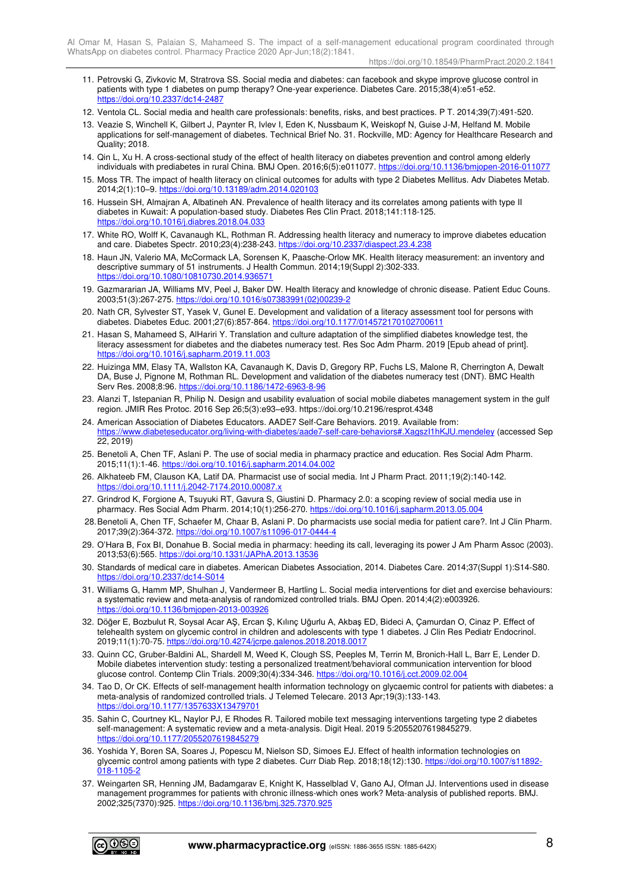11. Petrovski G, Zivkovic M, Stratrova SS. Social media and diabetes: can facebook and skype improve glucose control in patients with type 1 diabetes on pump therapy? One-year experience. Diabetes Care. 2015;38(4):e51-e52. https://doi.org/10.2337/dc14-2487
12. Ventola CL. Social media and health care professionals: benefits, risks, and best practices. P T. 2014;39(7):491-520.
13. Veazie S, Winchell K, Gilbert J, Paynter R, Ivlev I, Eden K, Nussbaum K, Weiskopf N, Guise J-M, Helfand M. Mobile applications for self-management of diabetes. Technical Brief No. 31. Rockville, MD: Agency for Healthcare Research and Quality; 2018.
14. Qin L, Xu H. A cross-sectional study of the effect of health literacy on diabetes prevention and control among elderly individuals with prediabetes in rural China. BMJ Open. 2016;6(5):e011077. https://doi.org/10.1136/bmjopen-2016-011077
15. Moss TR. The impact of health literacy on clinical outcomes for adults with type 2 Diabetes Mellitus. Adv Diabetes Metab. 2014;2(1):10–9. https://doi.org/10.13189/adm.2014.020103
16. Hussein SH, Almajran A, Albatineh AN. Prevalence of health literacy and its correlates among patients with type II diabetes in Kuwait: A population-based study. Diabetes Res Clin Pract. 2018;141:118-125. https://doi.org/10.1016/j.diabres.2018.04.033
17. White RO, Wolff K, Cavanaugh KL, Rothman R. Addressing health literacy and numeracy to improve diabetes education and care. Diabetes Spectr. 2010;23(4):238-243. https://doi.org/10.2337/diaspect.23.4.238
18. Haun JN, Valerio MA, McCormack LA, Sorensen K, Paasche-Orlow MK. Health literacy measurement: an inventory and descriptive summary of 51 instruments. J Health Commun. 2014;19(Suppl 2):302-333. https://doi.org/10.1080/10810730.2014.936571
19. Gazmararian JA, Williams MV, Peel J, Baker DW. Health literacy and knowledge of chronic disease. Patient Educ Couns. 2003;51(3):267-275. https://doi.org/10.1016/s07383991(02)00239-2
20. Nath CR, Sylvester ST, Yasek V, Gunel E. Development and validation of a literacy assessment tool for persons with diabetes. Diabetes Educ. 2001;27(6):857-864. https://doi.org/10.1177/014572170102700611
21. Hasan S, Mahameed S, AlHariri Y. Translation and culture adaptation of the simplified diabetes knowledge test, the literacy assessment for diabetes and the diabetes numeracy test. Res Soc Adm Pharm. 2019 [Epub ahead of print]. https://doi.org/10.1016/j.sapharm.2019.11.003
22. Huizinga MM, Elasy TA, Wallston KA, Cavanaugh K, Davis D, Gregory RP, Fuchs LS, Malone R, Cherrington A, Dewalt DA, Buse J, Pignone M, Rothman RL. Development and validation of the diabetes numeracy test (DNT). BMC Health Serv Res. 2008;8:96. https://doi.org/10.1186/1472-6963-8-96
23. Alanzi T, Istepanian R, Philip N. Design and usability evaluation of social mobile diabetes management system in the gulf region. JMIR Res Protoc. 2016 Sep 26;5(3):e93–e93. https://doi.org/10.2196/resprot.4348
24. American Association of Diabetes Educators. AADE7 Self-Care Behaviors. 2019. Available from: https://www.diabeteseducator.org/living-with-diabetes/aade7-self-care-behaviors#.XagszI1hKJU.mendeley (accessed Sep 22, 2019)
25. Benetoli A, Chen TF, Aslani P. The use of social media in pharmacy practice and education. Res Social Adm Pharm. 2015;11(1):1-46. https://doi.org/10.1016/j.sapharm.2014.04.002
26. Alkhateeb FM, Clauson KA, Latif DA. Pharmacist use of social media. Int J Pharm Pract. 2011;19(2):140-142. https://doi.org/10.1111/j.2042-7174.2010.00087.x
27. Grindrod K, Forgione A, Tsuyuki RT, Gavura S, Giustini D. Pharmacy 2.0: a scoping review of social media use in pharmacy. Res Social Adm Pharm. 2014;10(1):256-270. https://doi.org/10.1016/j.sapharm.2013.05.004
28. Benetoli A, Chen TF, Schaefer M, Chaar B, Aslani P. Do pharmacists use social media for patient care?. Int J Clin Pharm. 2017;39(2):364-372. https://doi.org/10.1007/s11096-017-0444-4
29. O'Hara B, Fox BI, Donahue B. Social media in pharmacy: heeding its call, leveraging its power J Am Pharm Assoc (2003). 2013;53(6):565. https://doi.org/10.1331/JAPhA.2013.13536
30. Standards of medical care in diabetes. American Diabetes Association, 2014. Diabetes Care. 2014;37(Suppl 1):S14-S80. https://doi.org/10.2337/dc14-S014
31. Williams G, Hamm MP, Shulhan J, Vandermeer B, Hartling L. Social media interventions for diet and exercise behaviours: a systematic review and meta-analysis of randomized controlled trials. BMJ Open. 2014;4(2):e003926. https://doi.org/10.1136/bmjopen-2013-003926
32. Döğer E, Bozbulut R, Soysal Acar AŞ, Ercan Ş, Kılınç Uğurlu A, Akbaş ED, Bideci A, Çamurdan O, Cinaz P. Effect of telehealth system on glycemic control in children and adolescents with type 1 diabetes. J Clin Res Pediatr Endocrinol. 2019;11(1):70-75. https://doi.org/10.4274/jcrpe.galenos.2018.2018.0017
33. Quinn CC, Gruber-Baldini AL, Shardell M, Weed K, Clough SS, Peeples M, Terrin M, Bronich-Hall L, Barr E, Lender D. Mobile diabetes intervention study: testing a personalized treatment/behavioral communication intervention for blood glucose control. Contemp Clin Trials. 2009;30(4):334-346. https://doi.org/10.1016/j.cct.2009.02.004
34. Tao D, Or CK. Effects of self-management health information technology on glycaemic control for patients with diabetes: a meta-analysis of randomized controlled trials. J Telemed Telecare. 2013 Apr;19(3):133-143. https://doi.org/10.1177/1357633X13479701
35. Sahin C, Courtney KL, Naylor PJ, E Rhodes R. Tailored mobile text messaging interventions targeting type 2 diabetes self-management: A systematic review and a meta-analysis. Digit Heal. 2019 5:2055207619845279. https://doi.org/10.1177/2055207619845279
36. Yoshida Y, Boren SA, Soares J, Popescu M, Nielson SD, Simoes EJ. Effect of health information technologies on glycemic control among patients with type 2 diabetes. Curr Diab Rep. 2018;18(12):130. https://doi.org/10.1007/s11892-018-1105-2
37. Weingarten SR, Henning JM, Badamgarav E, Knight K, Hasselblad V, Gano AJ, Ofman JJ. Interventions used in disease management programmes for patients with chronic illness-which ones work? Meta-analysis of published reports. BMJ. 2002;325(7370):925. https://doi.org/10.1136/bmj.325.7370.925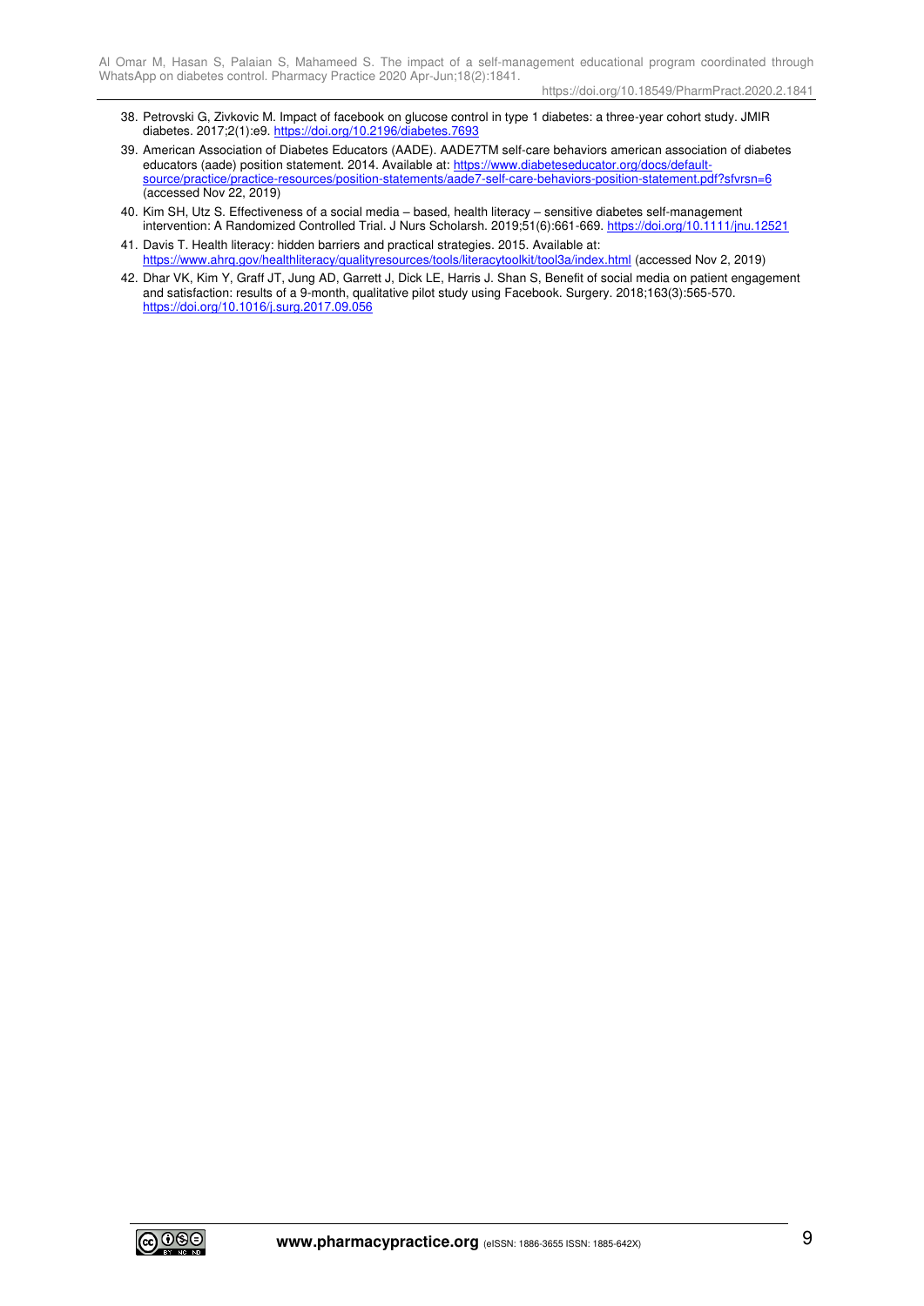38. Petrovski G, Zivkovic M. Impact of facebook on glucose control in type 1 diabetes: a three-year cohort study. JMIR diabetes. 2017;2(1):e9. https://doi.org/10.2196/diabetes.7693
39. American Association of Diabetes Educators (AADE). AADE7TM self-care behaviors american association of diabetes educators (aade) position statement. 2014. Available at: https://www.diabeteseducator.org/docs/default-source/practice/practice-resources/position-statements/aade7-self-care-behaviors-position-statement.pdf?sfvrsn=6 (accessed Nov 22, 2019)
40. Kim SH, Utz S. Effectiveness of a social media – based, health literacy – sensitive diabetes self-management intervention: A Randomized Controlled Trial. J Nurs Scholarsh. 2019;51(6):661-669. https://doi.org/10.1111/jnu.12521
41. Davis T. Health literacy: hidden barriers and practical strategies. 2015. Available at: https://www.ahrq.gov/healthliteracy/qualityresources/tools/literacytoolkit/tool3a/index.html (accessed Nov 2, 2019)
42. Dhar VK, Kim Y, Graff JT, Jung AD, Garrett J, Dick LE, Harris J. Shan S, Benefit of social media on patient engagement and satisfaction: results of a 9-month, qualitative pilot study using Facebook. Surgery. 2018;163(3):565-570. https://doi.org/10.1016/j.surg.2017.09.056